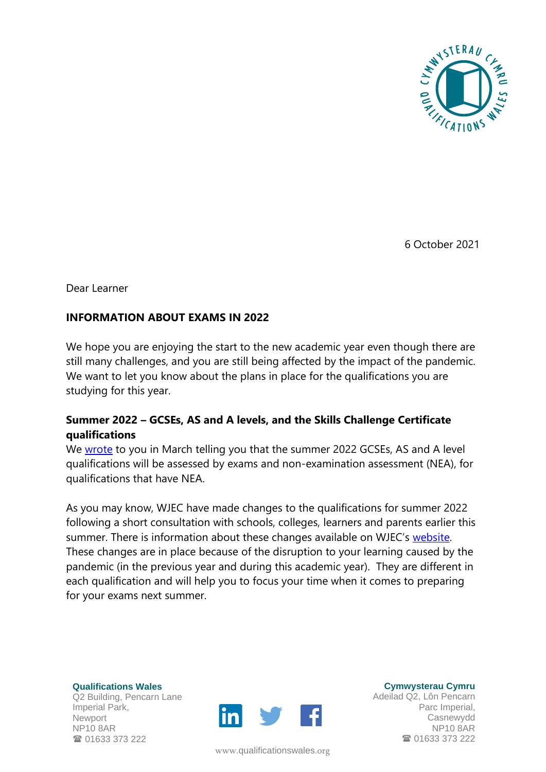6 October 2021

Dear Learner

**INFORMATION ABOUT EXAMS IN 2022**

We hope you are enjoying the start to the new academic year even though there are still many challenges, and you are still being affected by the impact of the pandemic. We want to let you know about the plans in place for the qualifications you are studying for this year.

**Summer 2022 – GCSEs, AS and A levels, and the Skills Challenge Certificate qualifications**

We wrote to you in March telling you that the summer 2022 GCSEs, AS and A level qualifications will be assessed by exams and non-examination assessment (NEA), for qualifications that have NEA.

As you may know, WJEC have made changes to the qualifications for summer 2022 following a short consultation with schools, colleges, learners and parents earlier this summer. There is information about these changes available on WJEC's website. These changes are in place because of the disruption to your learning caused by the pandemic (in the previous year and during this academic year). They are different in each qualification and will help you to focus your time when it comes to preparing for your exams next summer.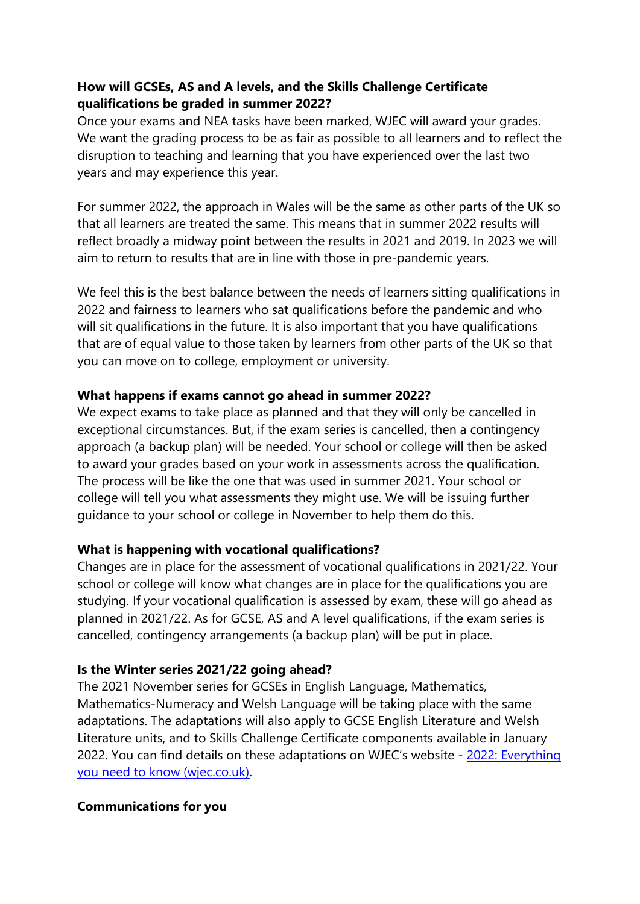**How will GCSEs, AS and A levels, and the Skills Challenge Certificate qualifications be graded in summer 2022?**

Once your exams and NEA tasks have been marked, WJEC will award your grades. We want the grading process to be as fair as possible to all learners and to reflect the disruption to teaching and learning that you have experienced over the last two years and may experience this year.

For summer 2022, the approach in Wales will be the same as other parts of the UK so that all learners are treated the same. This means that in summer 2022 results will reflect broadly a midway point between the results in 2021 and 2019. In 2023 we will aim to return to results that are in line with those in pre-pandemic years.

We feel this is the best balance between the needs of learners sitting qualifications in 2022 and fairness to learners who sat qualifications before the pandemic and who will sit qualifications in the future. It is also important that you have qualifications that are of equal value to those taken by learners from other parts of the UK so that you can move on to college, employment or university.

**What happens if exams cannot go ahead in summer 2022?**

We expect exams to take place as planned and that they will only be cancelled in exceptional circumstances. But, if the exam series is cancelled, then a contingency approach (a backup plan) will be needed. Your school or college will then be asked to award your grades based on your work in assessments across the qualification. The process will be like the one that was used in summer 2021. Your school or college will tell you what assessments they might use. We will be issuing further guidance to your school or college in November to help them do this.

**What is happening with vocational qualifications?**

Changes are in place for the assessment of vocational qualifications in 2021/22. Your school or college will know what changes are in place for the qualifications you are studying. If your vocational qualification is assessed by exam, these will go ahead as planned in 2021/22. As for GCSE, AS and A level qualifications, if the exam series is cancelled, contingency arrangements (a backup plan) will be put in place.

**Is the Winter series 2021/22 going ahead?**

The 2021 November series for GCSEs in English Language, Mathematics, Mathematics-Numeracy and Welsh Language will be taking place with the same adaptations. The adaptations will also apply to GCSE English Literature and Welsh Literature units, and to Skills Challenge Certificate components available in January 2022. You can find details on these adaptations on WJEC's website - [2022: Everything you need to know (wjec.co.uk)](wjec.co.uk).

**Communications for you**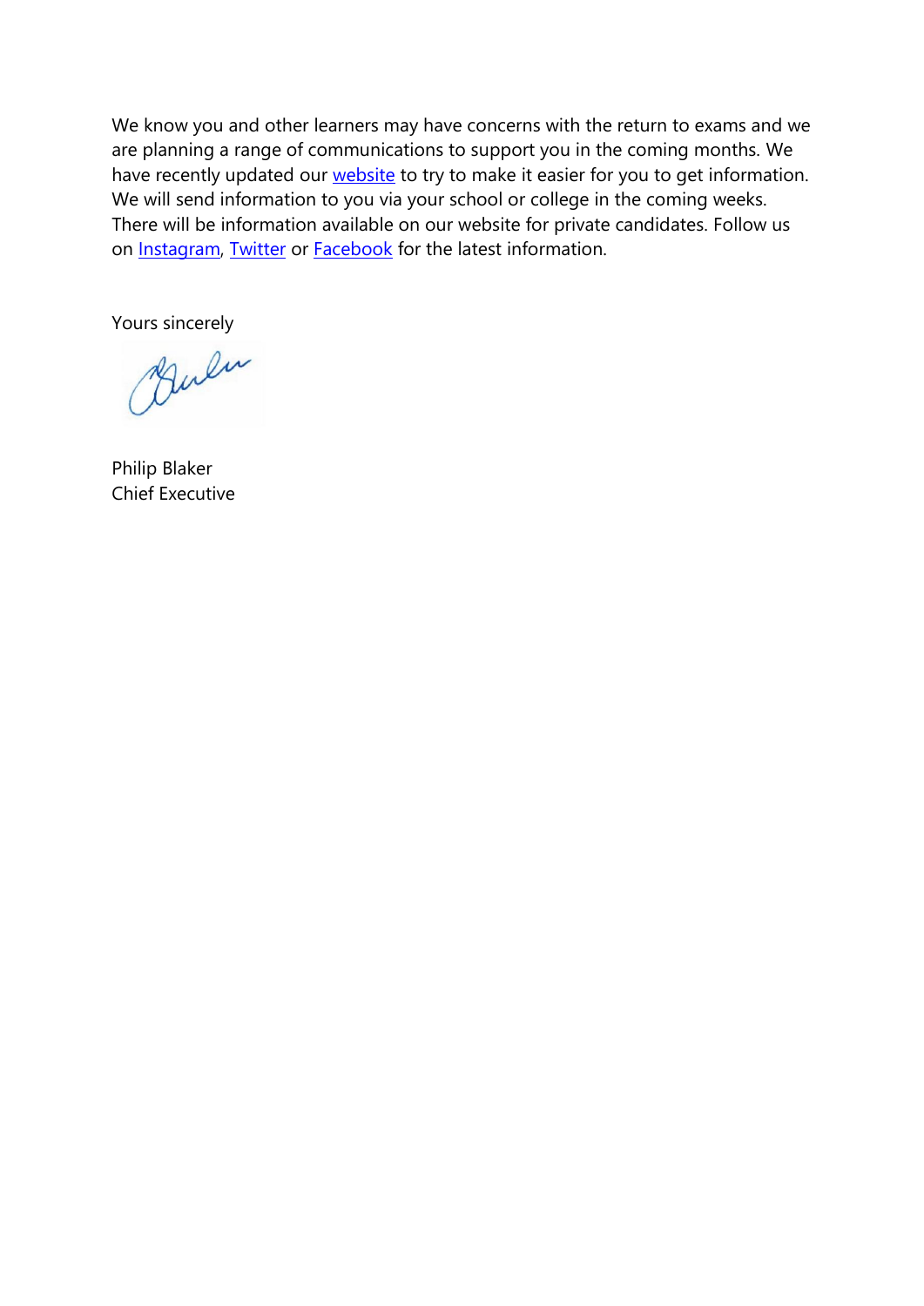We know you and other learners may have concerns with the return to exams and we are planning a range of communications to support you in the coming months. We have recently updated our website to try to make it easier for you to get information. We will send information to you via your school or college in the coming weeks. There will be information available on our website for private candidates. Follow us on Instagram, Twitter or Facebook for the latest information.

Yours sincerely

Philip Blaker
Chief Executive